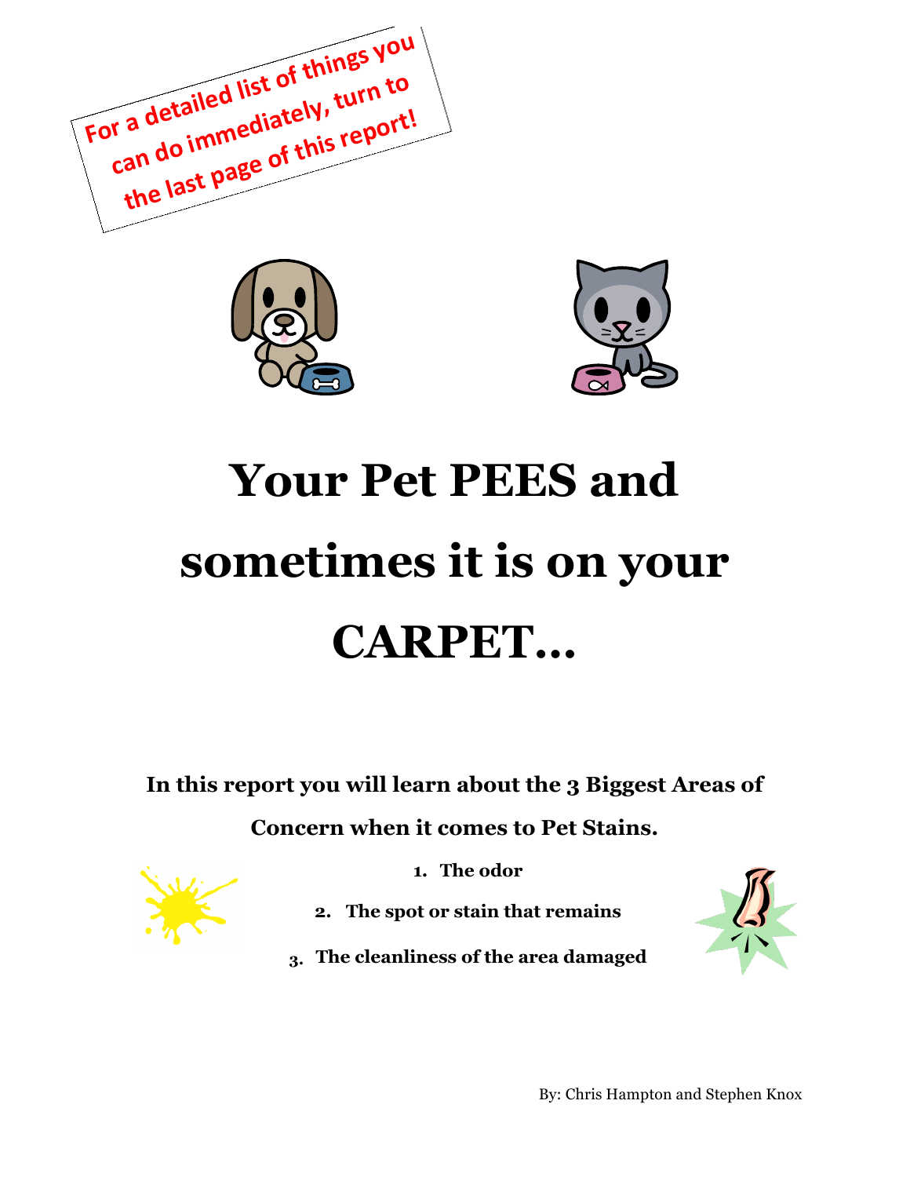For a detailed list of things you can do immediately, turn to the last page of this report!

# Your Pet PEES and sometimes it is on your CARPET…

**In this report you will learn about the 3 Biggest Areas of Concern when it comes to Pet Stains.**

1. **The odor**
2. **The spot or stain that remains**
3. **The cleanliness of the area damaged**

By: Chris Hampton and Stephen Knox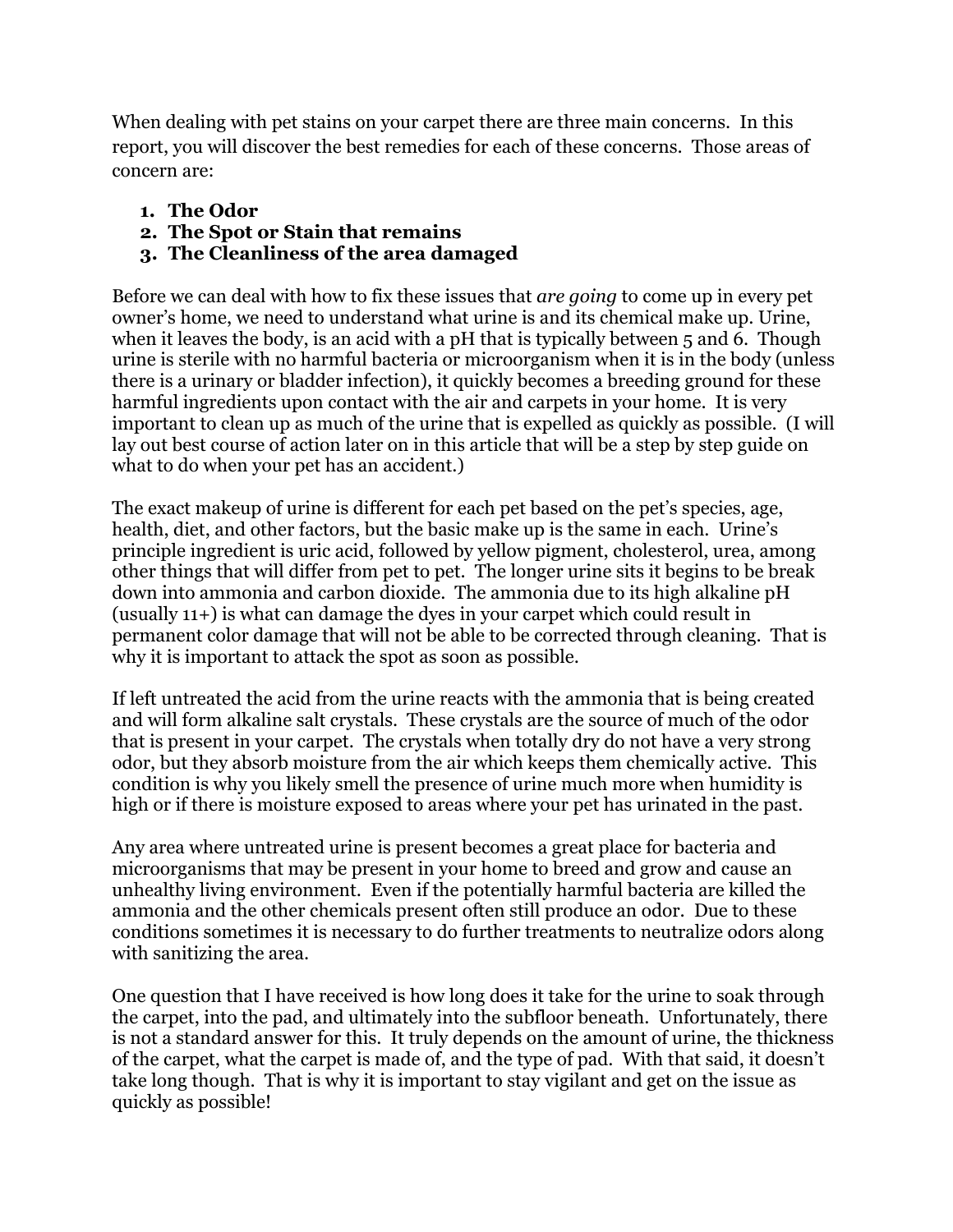When dealing with pet stains on your carpet there are three main concerns. In this report, you will discover the best remedies for each of these concerns. Those areas of concern are:

1. **The Odor**
2. **The Spot or Stain that remains**
3. **The Cleanliness of the area damaged**

Before we can deal with how to fix these issues that *are going* to come up in every pet owner's home, we need to understand what urine is and its chemical make up. Urine, when it leaves the body, is an acid with a pH that is typically between 5 and 6. Though urine is sterile with no harmful bacteria or microorganism when it is in the body (unless there is a urinary or bladder infection), it quickly becomes a breeding ground for these harmful ingredients upon contact with the air and carpets in your home. It is very important to clean up as much of the urine that is expelled as quickly as possible. (I will lay out best course of action later on in this article that will be a step by step guide on what to do when your pet has an accident.)

The exact makeup of urine is different for each pet based on the pet's species, age, health, diet, and other factors, but the basic make up is the same in each. Urine's principle ingredient is uric acid, followed by yellow pigment, cholesterol, urea, among other things that will differ from pet to pet. The longer urine sits it begins to be break down into ammonia and carbon dioxide. The ammonia due to its high alkaline pH (usually 11+) is what can damage the dyes in your carpet which could result in permanent color damage that will not be able to be corrected through cleaning. That is why it is important to attack the spot as soon as possible.

If left untreated the acid from the urine reacts with the ammonia that is being created and will form alkaline salt crystals. These crystals are the source of much of the odor that is present in your carpet. The crystals when totally dry do not have a very strong odor, but they absorb moisture from the air which keeps them chemically active. This condition is why you likely smell the presence of urine much more when humidity is high or if there is moisture exposed to areas where your pet has urinated in the past.

Any area where untreated urine is present becomes a great place for bacteria and microorganisms that may be present in your home to breed and grow and cause an unhealthy living environment. Even if the potentially harmful bacteria are killed the ammonia and the other chemicals present often still produce an odor. Due to these conditions sometimes it is necessary to do further treatments to neutralize odors along with sanitizing the area.

One question that I have received is how long does it take for the urine to soak through the carpet, into the pad, and ultimately into the subfloor beneath. Unfortunately, there is not a standard answer for this. It truly depends on the amount of urine, the thickness of the carpet, what the carpet is made of, and the type of pad. With that said, it doesn't take long though. That is why it is important to stay vigilant and get on the issue as quickly as possible!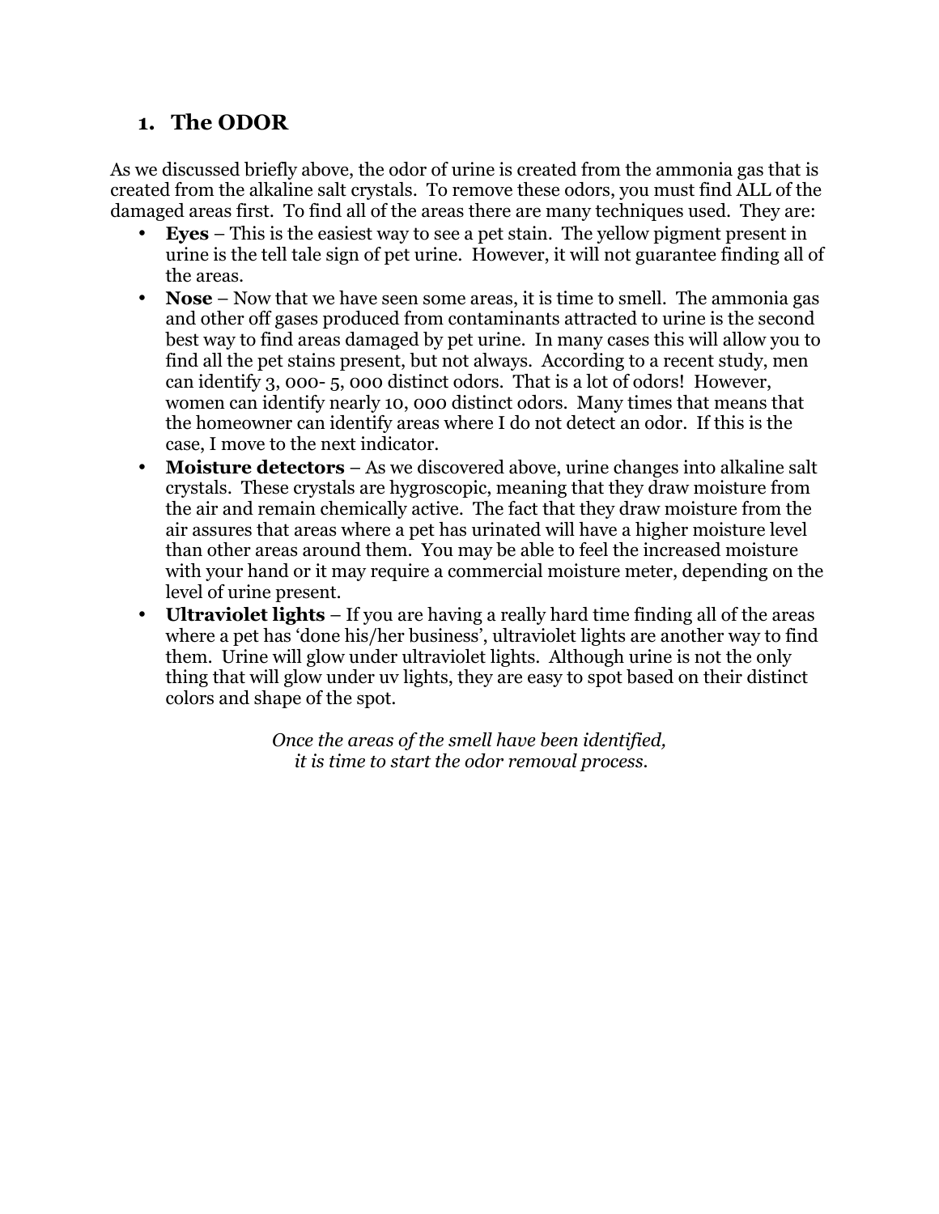## 1. The ODOR

As we discussed briefly above, the odor of urine is created from the ammonia gas that is created from the alkaline salt crystals. To remove these odors, you must find ALL of the damaged areas first. To find all of the areas there are many techniques used. They are:

- **Eyes** – This is the easiest way to see a pet stain. The yellow pigment present in urine is the tell tale sign of pet urine. However, it will not guarantee finding all of the areas.
- **Nose** – Now that we have seen some areas, it is time to smell. The ammonia gas and other off gases produced from contaminants attracted to urine is the second best way to find areas damaged by pet urine. In many cases this will allow you to find all the pet stains present, but not always. According to a recent study, men can identify 3, 000- 5, 000 distinct odors. That is a lot of odors! However, women can identify nearly 10, 000 distinct odors. Many times that means that the homeowner can identify areas where I do not detect an odor. If this is the case, I move to the next indicator.
- **Moisture detectors** – As we discovered above, urine changes into alkaline salt crystals. These crystals are hygroscopic, meaning that they draw moisture from the air and remain chemically active. The fact that they draw moisture from the air assures that areas where a pet has urinated will have a higher moisture level than other areas around them. You may be able to feel the increased moisture with your hand or it may require a commercial moisture meter, depending on the level of urine present.
- **Ultraviolet lights** – If you are having a really hard time finding all of the areas where a pet has 'done his/her business', ultraviolet lights are another way to find them. Urine will glow under ultraviolet lights. Although urine is not the only thing that will glow under uv lights, they are easy to spot based on their distinct colors and shape of the spot.

*Once the areas of the smell have been identified,*
*it is time to start the odor removal process.*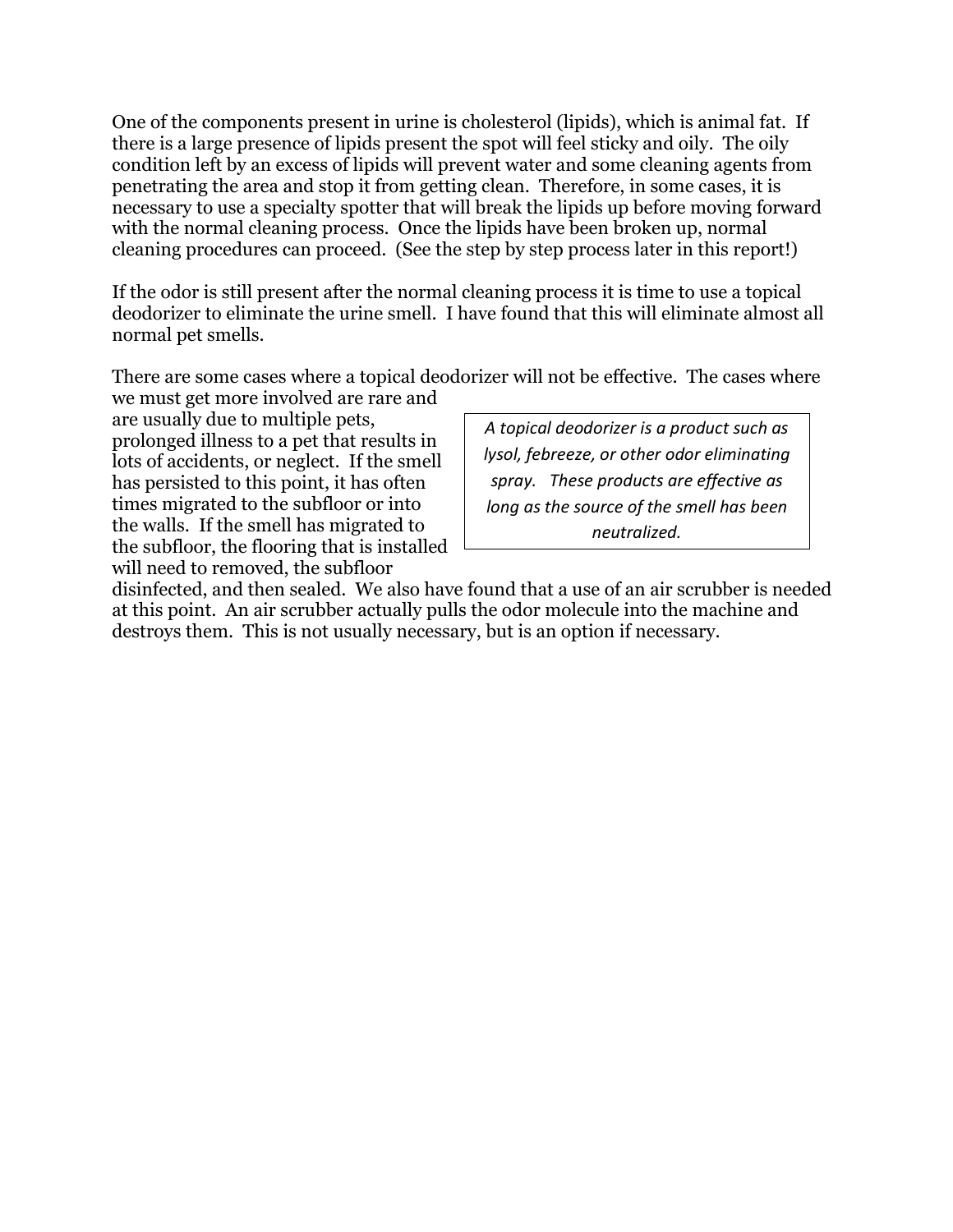One of the components present in urine is cholesterol (lipids), which is animal fat. If there is a large presence of lipids present the spot will feel sticky and oily. The oily condition left by an excess of lipids will prevent water and some cleaning agents from penetrating the area and stop it from getting clean. Therefore, in some cases, it is necessary to use a specialty spotter that will break the lipids up before moving forward with the normal cleaning process. Once the lipids have been broken up, normal cleaning procedures can proceed. (See the step by step process later in this report!)

If the odor is still present after the normal cleaning process it is time to use a topical deodorizer to eliminate the urine smell. I have found that this will eliminate almost all normal pet smells.

There are some cases where a topical deodorizer will not be effective. The cases where we must get more involved are rare and are usually due to multiple pets, prolonged illness to a pet that results in lots of accidents, or neglect. If the smell has persisted to this point, it has often times migrated to the subfloor or into the walls. If the smell has migrated to the subfloor, the flooring that is installed will need to removed, the subfloor disinfected, and then sealed. We also have found that a use of an air scrubber is needed at this point. An air scrubber actually pulls the odor molecule into the machine and destroys them. This is not usually necessary, but is an option if necessary.

> *A topical deodorizer is a product such as lysol, febreeze, or other odor eliminating spray. These products are effective as long as the source of the smell has been neutralized.*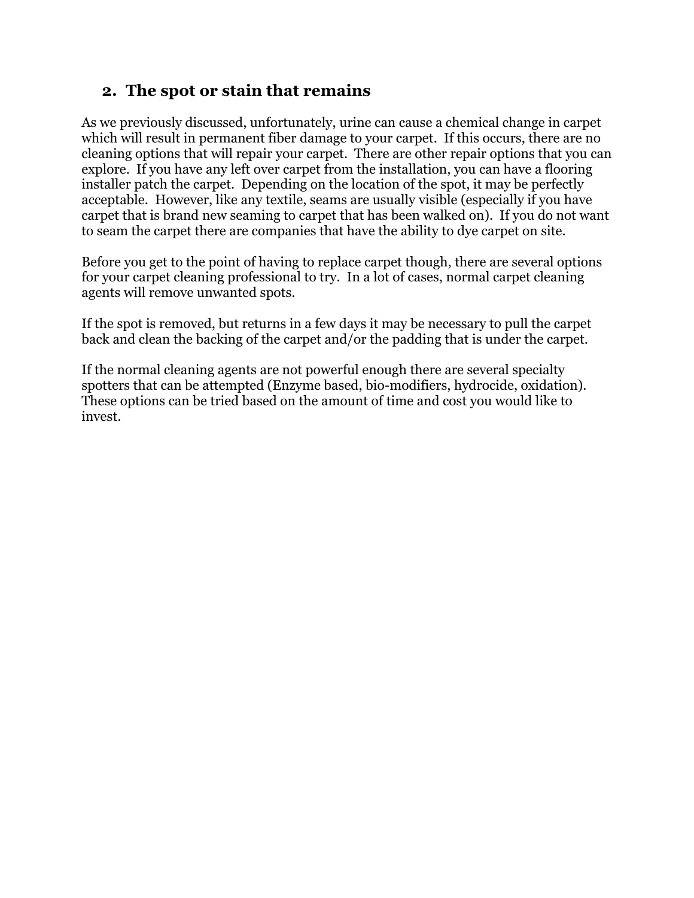## 2. The spot or stain that remains

As we previously discussed, unfortunately, urine can cause a chemical change in carpet which will result in permanent fiber damage to your carpet. If this occurs, there are no cleaning options that will repair your carpet. There are other repair options that you can explore. If you have any left over carpet from the installation, you can have a flooring installer patch the carpet. Depending on the location of the spot, it may be perfectly acceptable. However, like any textile, seams are usually visible (especially if you have carpet that is brand new seaming to carpet that has been walked on). If you do not want to seam the carpet there are companies that have the ability to dye carpet on site.

Before you get to the point of having to replace carpet though, there are several options for your carpet cleaning professional to try. In a lot of cases, normal carpet cleaning agents will remove unwanted spots.

If the spot is removed, but returns in a few days it may be necessary to pull the carpet back and clean the backing of the carpet and/or the padding that is under the carpet.

If the normal cleaning agents are not powerful enough there are several specialty spotters that can be attempted (Enzyme based, bio-modifiers, hydrocide, oxidation). These options can be tried based on the amount of time and cost you would like to invest.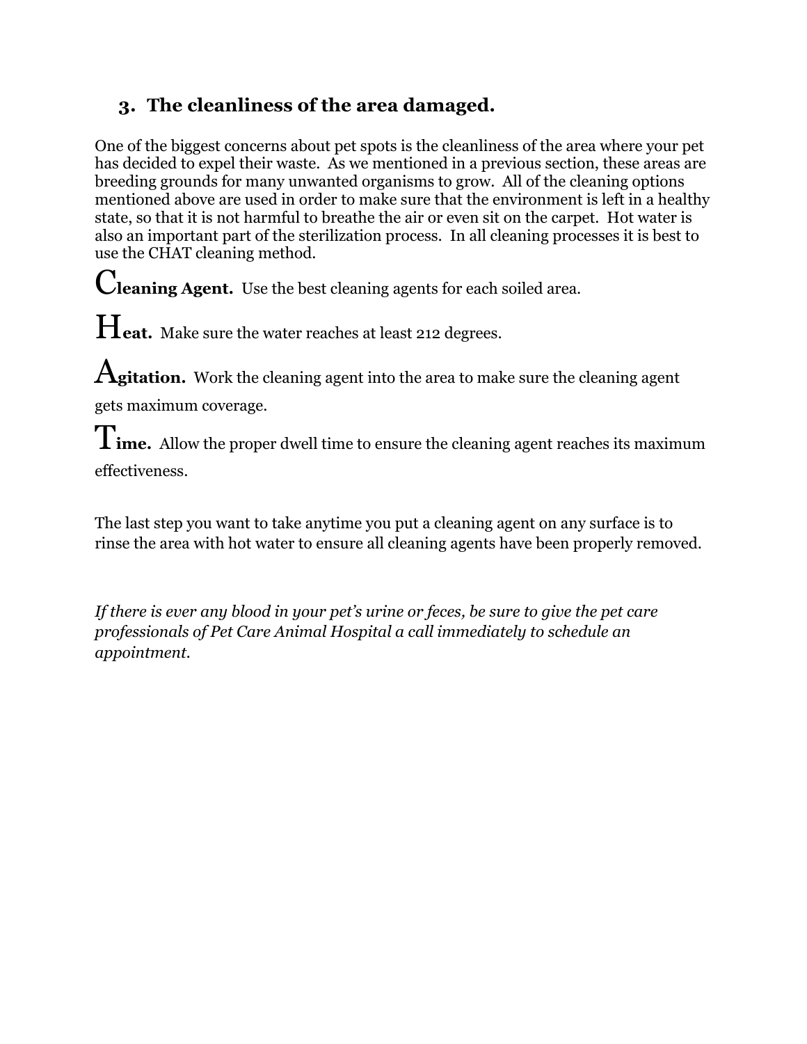### 3. The cleanliness of the area damaged.

One of the biggest concerns about pet spots is the cleanliness of the area where your pet has decided to expel their waste. As we mentioned in a previous section, these areas are breeding grounds for many unwanted organisms to grow. All of the cleaning options mentioned above are used in order to make sure that the environment is left in a healthy state, so that it is not harmful to breathe the air or even sit on the carpet. Hot water is also an important part of the sterilization process. In all cleaning processes it is best to use the CHAT cleaning method.

**Cleaning Agent.** Use the best cleaning agents for each soiled area.

**Heat.** Make sure the water reaches at least 212 degrees.

**Agitation.** Work the cleaning agent into the area to make sure the cleaning agent gets maximum coverage.

**Time.** Allow the proper dwell time to ensure the cleaning agent reaches its maximum effectiveness.

The last step you want to take anytime you put a cleaning agent on any surface is to rinse the area with hot water to ensure all cleaning agents have been properly removed.

*If there is ever any blood in your pet's urine or feces, be sure to give the pet care professionals of Pet Care Animal Hospital a call immediately to schedule an appointment.*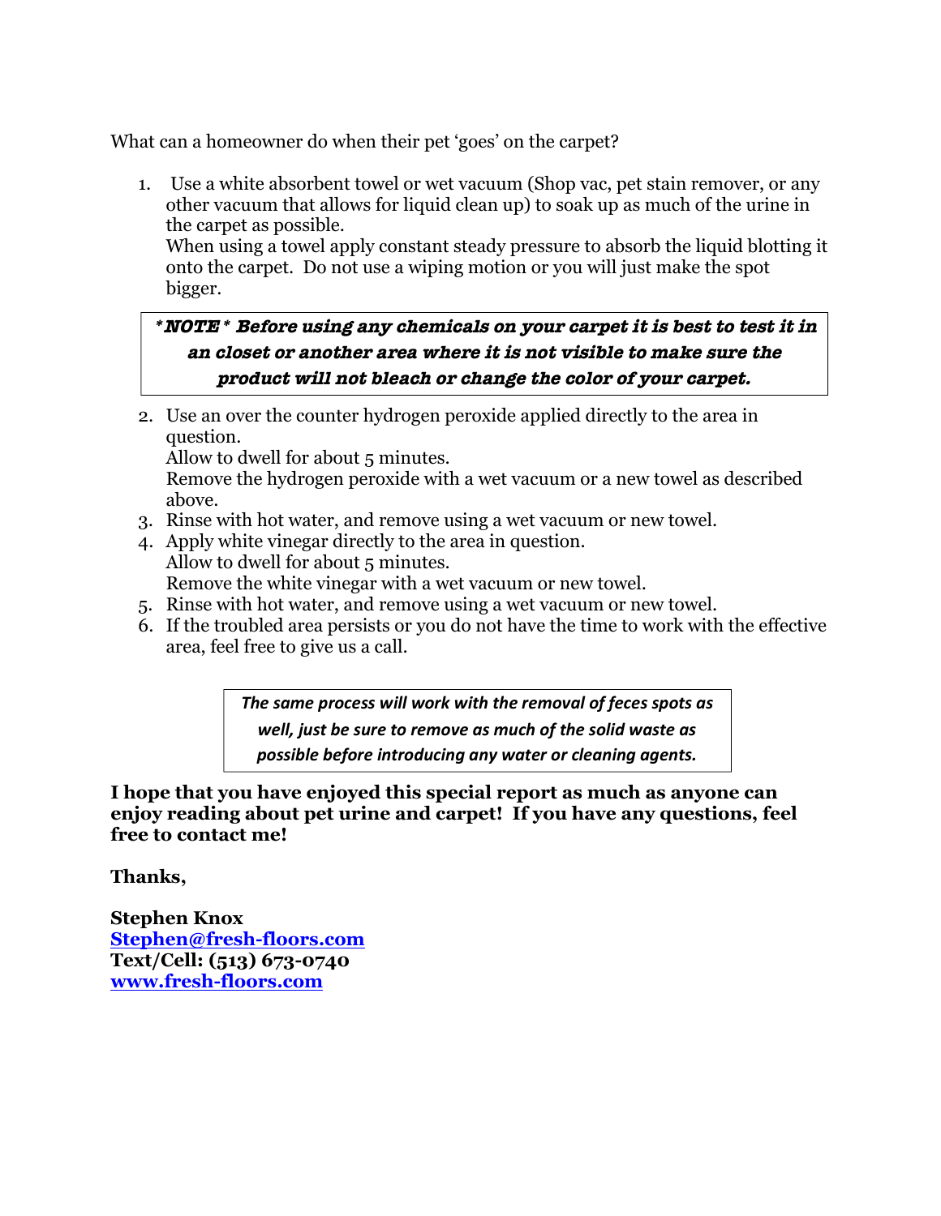What can a homeowner do when their pet 'goes' on the carpet?

1. Use a white absorbent towel or wet vacuum (Shop vac, pet stain remover, or any other vacuum that allows for liquid clean up) to soak up as much of the urine in the carpet as possible.
   When using a towel apply constant steady pressure to absorb the liquid blotting it onto the carpet. Do not use a wiping motion or you will just make the spot bigger.

> ***\*NOTE\* Before using any chemicals on your carpet it is best to test it in an closet or another area where it is not visible to make sure the product will not bleach or change the color of your carpet.***

2. Use an over the counter hydrogen peroxide applied directly to the area in question.
   Allow to dwell for about 5 minutes.
   Remove the hydrogen peroxide with a wet vacuum or a new towel as described above.
3. Rinse with hot water, and remove using a wet vacuum or new towel.
4. Apply white vinegar directly to the area in question.
   Allow to dwell for about 5 minutes.
   Remove the white vinegar with a wet vacuum or new towel.
5. Rinse with hot water, and remove using a wet vacuum or new towel.
6. If the troubled area persists or you do not have the time to work with the effective area, feel free to give us a call.

> ***The same process will work with the removal of feces spots as well, just be sure to remove as much of the solid waste as possible before introducing any water or cleaning agents.***

**I hope that you have enjoyed this special report as much as anyone can enjoy reading about pet urine and carpet! If you have any questions, feel free to contact me!**

**Thanks,**

**Stephen Knox**
**Stephen@fresh-floors.com**
**Text/Cell: (513) 673-0740**
**www.fresh-floors.com**